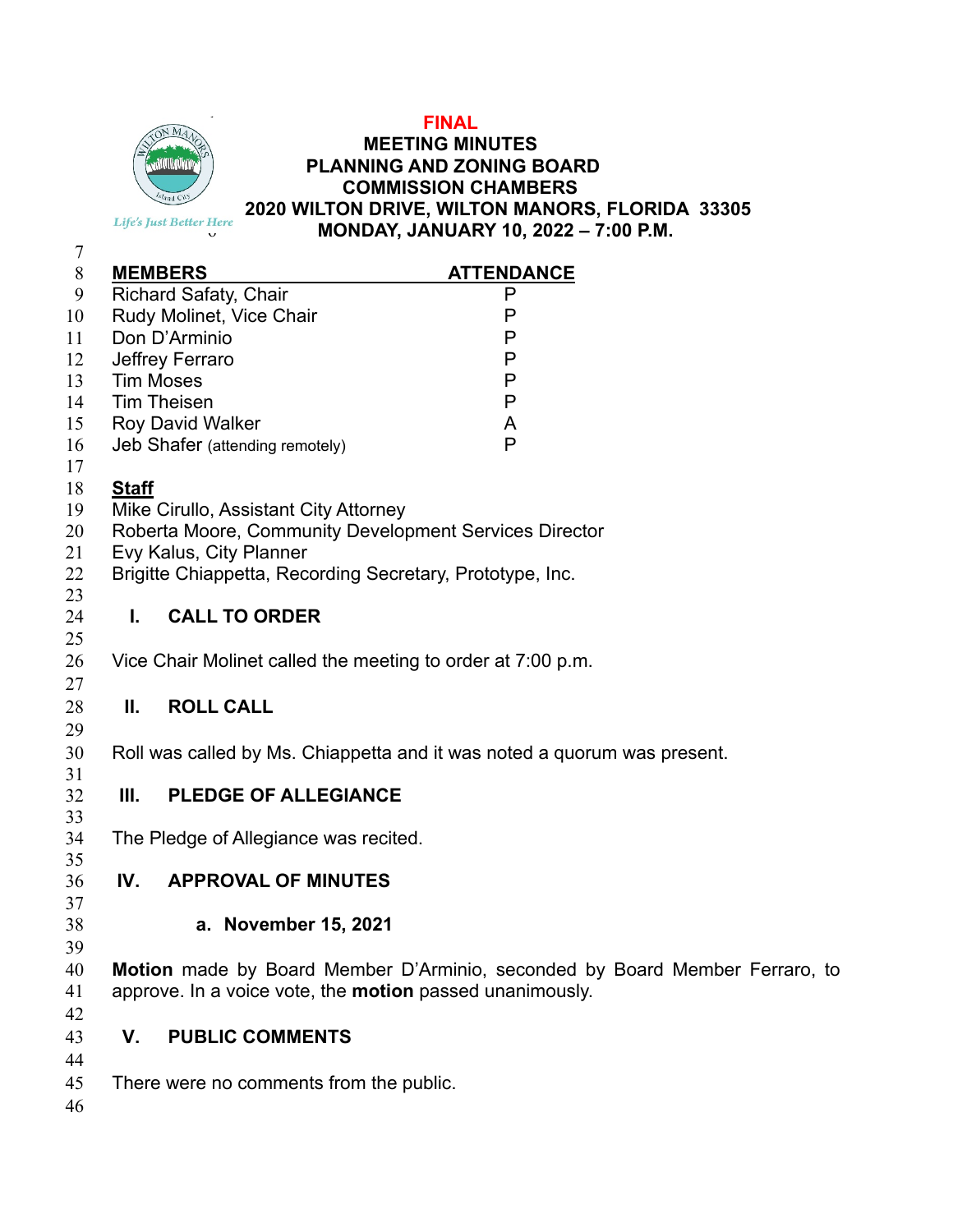**FINAL**

# MEETING MINUTES
# PLANNING AND ZONING BOARD
# COMMISSION CHAMBERS
# 2020 WILTON DRIVE, WILTON MANORS, FLORIDA 33305
# MONDAY, JANUARY 10, 2022 – 7:00 P.M.

*Life's Just Better Here*

| MEMBERS | ATTENDANCE |
|---|---|
| Richard Safaty, Chair | P |
| Rudy Molinet, Vice Chair | P |
| Don D'Arminio | P |
| Jeffrey Ferraro | P |
| Tim Moses | P |
| Tim Theisen | P |
| Roy David Walker | A |
| Jeb Shafer (attending remotely) | P |

**Staff**

Mike Cirullo, Assistant City Attorney
Roberta Moore, Community Development Services Director
Evy Kalus, City Planner
Brigitte Chiappetta, Recording Secretary, Prototype, Inc.

## I. CALL TO ORDER

Vice Chair Molinet called the meeting to order at 7:00 p.m.

## II. ROLL CALL

Roll was called by Ms. Chiappetta and it was noted a quorum was present.

## III. PLEDGE OF ALLEGIANCE

The Pledge of Allegiance was recited.

## IV. APPROVAL OF MINUTES

### a. November 15, 2021

**Motion** made by Board Member D'Arminio, seconded by Board Member Ferraro, to approve. In a voice vote, the **motion** passed unanimously.

## V. PUBLIC COMMENTS

There were no comments from the public.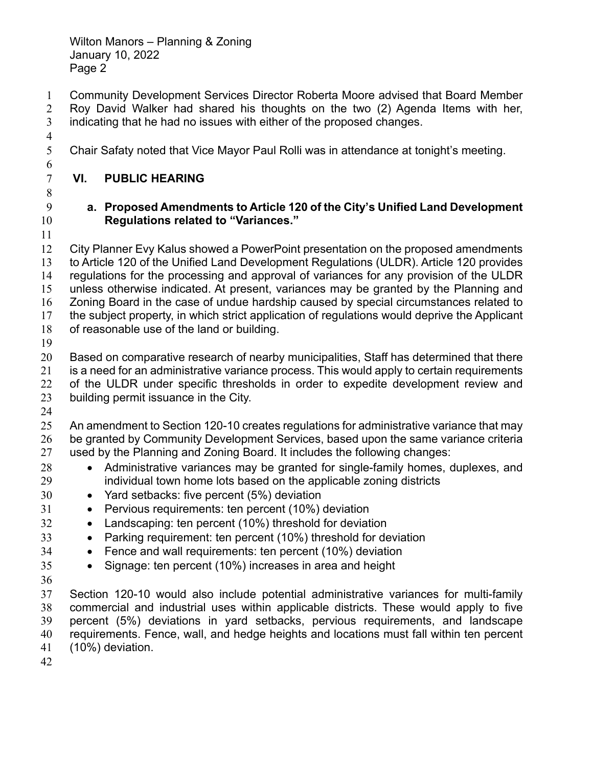Community Development Services Director Roberta Moore advised that Board Member Roy David Walker had shared his thoughts on the two (2) Agenda Items with her, indicating that he had no issues with either of the proposed changes.

Chair Safaty noted that Vice Mayor Paul Rolli was in attendance at tonight's meeting.

## VI. PUBLIC HEARING

### a. Proposed Amendments to Article 120 of the City's Unified Land Development Regulations related to "Variances."

City Planner Evy Kalus showed a PowerPoint presentation on the proposed amendments to Article 120 of the Unified Land Development Regulations (ULDR). Article 120 provides regulations for the processing and approval of variances for any provision of the ULDR unless otherwise indicated. At present, variances may be granted by the Planning and Zoning Board in the case of undue hardship caused by special circumstances related to the subject property, in which strict application of regulations would deprive the Applicant of reasonable use of the land or building.

Based on comparative research of nearby municipalities, Staff has determined that there is a need for an administrative variance process. This would apply to certain requirements of the ULDR under specific thresholds in order to expedite development review and building permit issuance in the City.

An amendment to Section 120-10 creates regulations for administrative variance that may be granted by Community Development Services, based upon the same variance criteria used by the Planning and Zoning Board. It includes the following changes:

- Administrative variances may be granted for single-family homes, duplexes, and individual town home lots based on the applicable zoning districts
- Yard setbacks: five percent (5%) deviation
- Pervious requirements: ten percent (10%) deviation
- Landscaping: ten percent (10%) threshold for deviation
- Parking requirement: ten percent (10%) threshold for deviation
- Fence and wall requirements: ten percent (10%) deviation
- Signage: ten percent (10%) increases in area and height

Section 120-10 would also include potential administrative variances for multi-family commercial and industrial uses within applicable districts. These would apply to five percent (5%) deviations in yard setbacks, pervious requirements, and landscape requirements. Fence, wall, and hedge heights and locations must fall within ten percent (10%) deviation.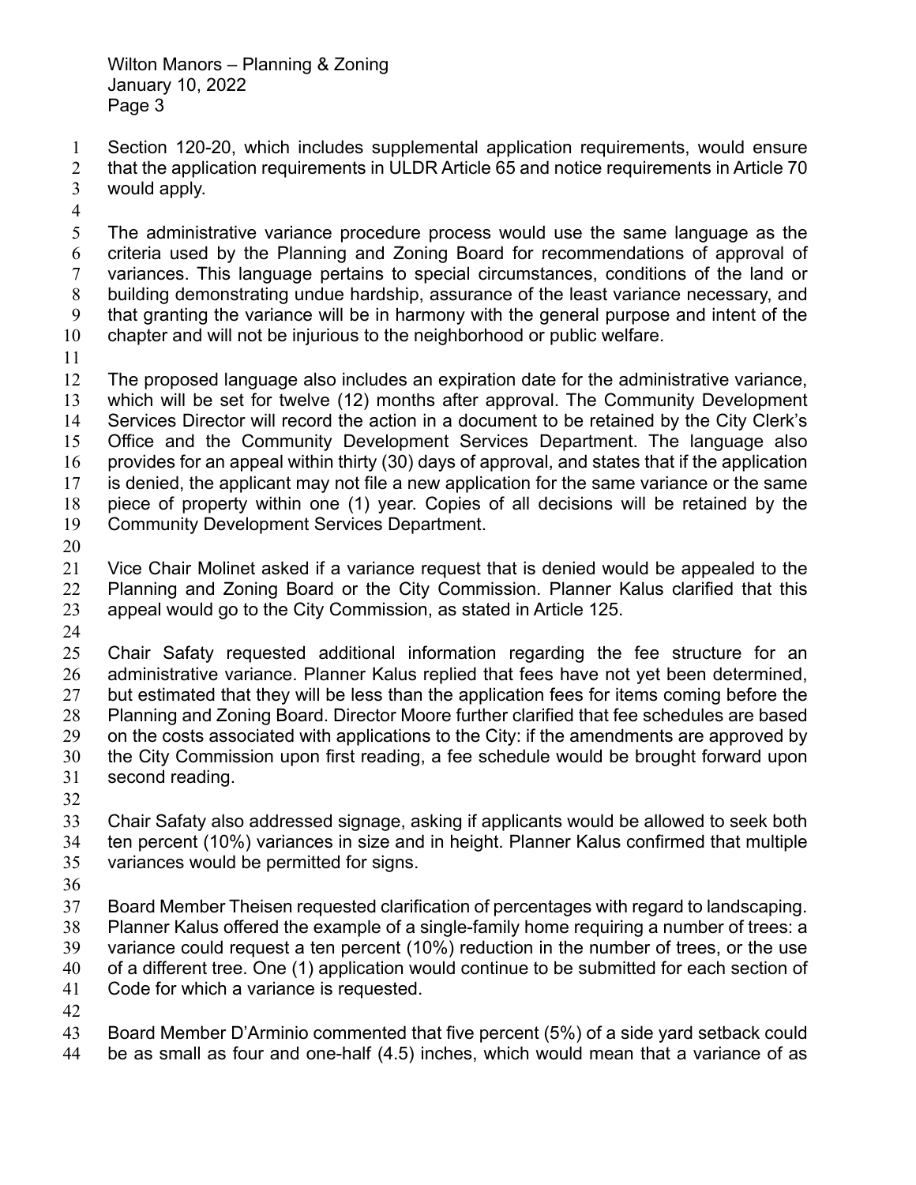Section 120-20, which includes supplemental application requirements, would ensure that the application requirements in ULDR Article 65 and notice requirements in Article 70 would apply.

The administrative variance procedure process would use the same language as the criteria used by the Planning and Zoning Board for recommendations of approval of variances. This language pertains to special circumstances, conditions of the land or building demonstrating undue hardship, assurance of the least variance necessary, and that granting the variance will be in harmony with the general purpose and intent of the chapter and will not be injurious to the neighborhood or public welfare.

The proposed language also includes an expiration date for the administrative variance, which will be set for twelve (12) months after approval. The Community Development Services Director will record the action in a document to be retained by the City Clerk's Office and the Community Development Services Department. The language also provides for an appeal within thirty (30) days of approval, and states that if the application is denied, the applicant may not file a new application for the same variance or the same piece of property within one (1) year. Copies of all decisions will be retained by the Community Development Services Department.

Vice Chair Molinet asked if a variance request that is denied would be appealed to the Planning and Zoning Board or the City Commission. Planner Kalus clarified that this appeal would go to the City Commission, as stated in Article 125.

Chair Safaty requested additional information regarding the fee structure for an administrative variance. Planner Kalus replied that fees have not yet been determined, but estimated that they will be less than the application fees for items coming before the Planning and Zoning Board. Director Moore further clarified that fee schedules are based on the costs associated with applications to the City: if the amendments are approved by the City Commission upon first reading, a fee schedule would be brought forward upon second reading.

Chair Safaty also addressed signage, asking if applicants would be allowed to seek both ten percent (10%) variances in size and in height. Planner Kalus confirmed that multiple variances would be permitted for signs.

Board Member Theisen requested clarification of percentages with regard to landscaping. Planner Kalus offered the example of a single-family home requiring a number of trees: a variance could request a ten percent (10%) reduction in the number of trees, or the use of a different tree. One (1) application would continue to be submitted for each section of Code for which a variance is requested.

Board Member D'Arminio commented that five percent (5%) of a side yard setback could be as small as four and one-half (4.5) inches, which would mean that a variance of as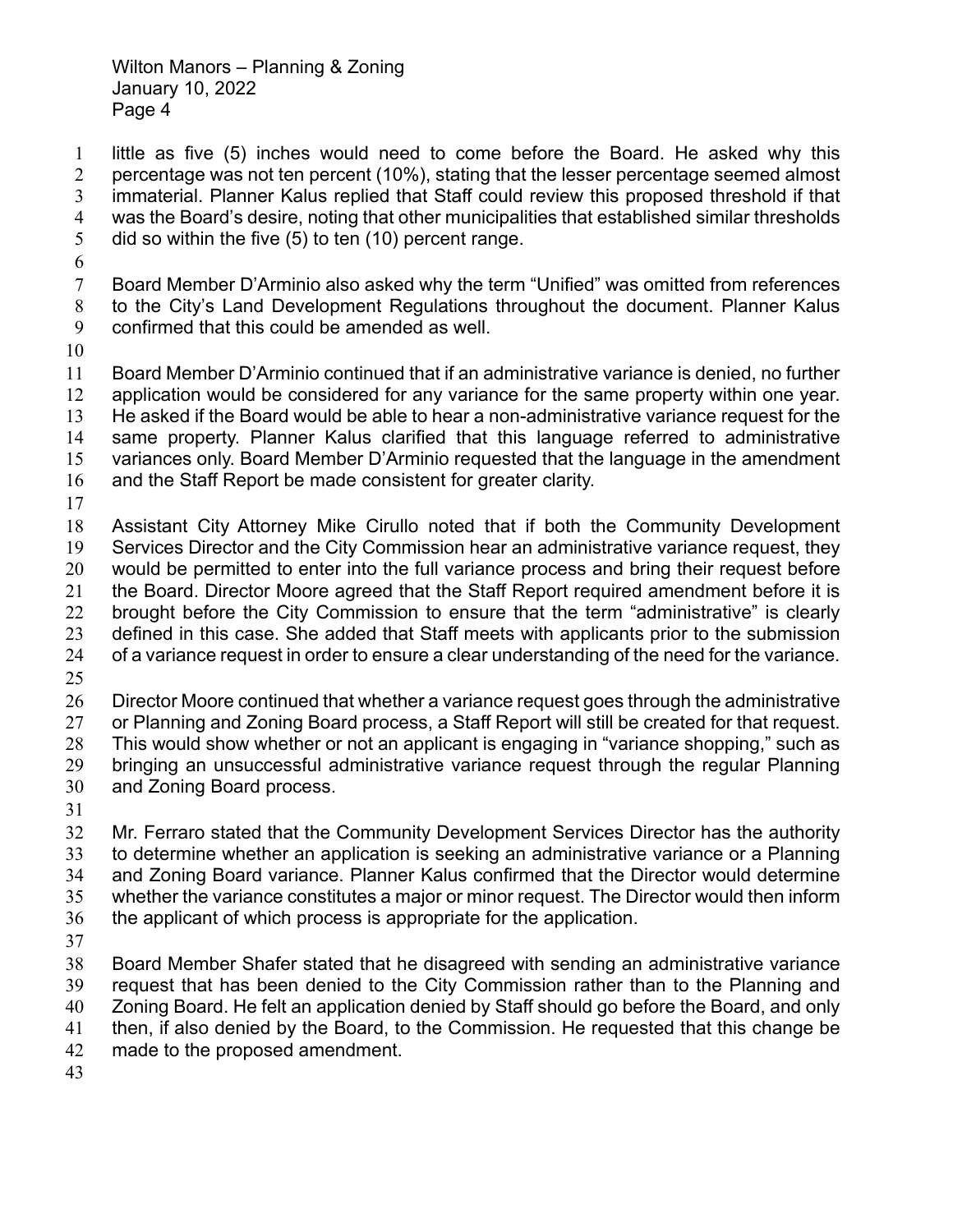little as five (5) inches would need to come before the Board. He asked why this percentage was not ten percent (10%), stating that the lesser percentage seemed almost immaterial. Planner Kalus replied that Staff could review this proposed threshold if that was the Board's desire, noting that other municipalities that established similar thresholds did so within the five (5) to ten (10) percent range.

Board Member D'Arminio also asked why the term "Unified" was omitted from references to the City's Land Development Regulations throughout the document. Planner Kalus confirmed that this could be amended as well.

Board Member D'Arminio continued that if an administrative variance is denied, no further application would be considered for any variance for the same property within one year. He asked if the Board would be able to hear a non-administrative variance request for the same property. Planner Kalus clarified that this language referred to administrative variances only. Board Member D'Arminio requested that the language in the amendment and the Staff Report be made consistent for greater clarity.

Assistant City Attorney Mike Cirullo noted that if both the Community Development Services Director and the City Commission hear an administrative variance request, they would be permitted to enter into the full variance process and bring their request before the Board. Director Moore agreed that the Staff Report required amendment before it is brought before the City Commission to ensure that the term "administrative" is clearly defined in this case. She added that Staff meets with applicants prior to the submission of a variance request in order to ensure a clear understanding of the need for the variance.

Director Moore continued that whether a variance request goes through the administrative or Planning and Zoning Board process, a Staff Report will still be created for that request. This would show whether or not an applicant is engaging in "variance shopping," such as bringing an unsuccessful administrative variance request through the regular Planning and Zoning Board process.

Mr. Ferraro stated that the Community Development Services Director has the authority to determine whether an application is seeking an administrative variance or a Planning and Zoning Board variance. Planner Kalus confirmed that the Director would determine whether the variance constitutes a major or minor request. The Director would then inform the applicant of which process is appropriate for the application.

Board Member Shafer stated that he disagreed with sending an administrative variance request that has been denied to the City Commission rather than to the Planning and Zoning Board. He felt an application denied by Staff should go before the Board, and only then, if also denied by the Board, to the Commission. He requested that this change be made to the proposed amendment.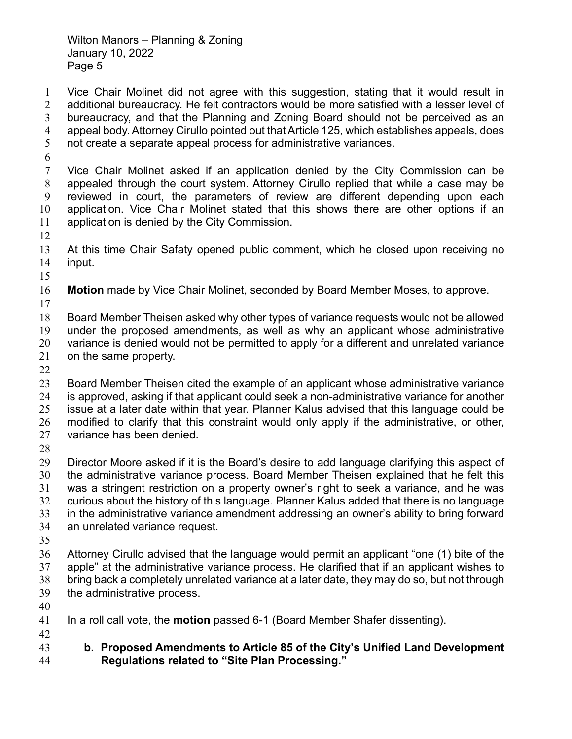Vice Chair Molinet did not agree with this suggestion, stating that it would result in additional bureaucracy. He felt contractors would be more satisfied with a lesser level of bureaucracy, and that the Planning and Zoning Board should not be perceived as an appeal body. Attorney Cirullo pointed out that Article 125, which establishes appeals, does not create a separate appeal process for administrative variances.

Vice Chair Molinet asked if an application denied by the City Commission can be appealed through the court system. Attorney Cirullo replied that while a case may be reviewed in court, the parameters of review are different depending upon each application. Vice Chair Molinet stated that this shows there are other options if an application is denied by the City Commission.

At this time Chair Safaty opened public comment, which he closed upon receiving no input.

**Motion** made by Vice Chair Molinet, seconded by Board Member Moses, to approve.

Board Member Theisen asked why other types of variance requests would not be allowed under the proposed amendments, as well as why an applicant whose administrative variance is denied would not be permitted to apply for a different and unrelated variance on the same property.

Board Member Theisen cited the example of an applicant whose administrative variance is approved, asking if that applicant could seek a non-administrative variance for another issue at a later date within that year. Planner Kalus advised that this language could be modified to clarify that this constraint would only apply if the administrative, or other, variance has been denied.

Director Moore asked if it is the Board's desire to add language clarifying this aspect of the administrative variance process. Board Member Theisen explained that he felt this was a stringent restriction on a property owner's right to seek a variance, and he was curious about the history of this language. Planner Kalus added that there is no language in the administrative variance amendment addressing an owner's ability to bring forward an unrelated variance request.

Attorney Cirullo advised that the language would permit an applicant "one (1) bite of the apple" at the administrative variance process. He clarified that if an applicant wishes to bring back a completely unrelated variance at a later date, they may do so, but not through the administrative process.

In a roll call vote, the **motion** passed 6-1 (Board Member Shafer dissenting).

**b. Proposed Amendments to Article 85 of the City's Unified Land Development Regulations related to "Site Plan Processing."**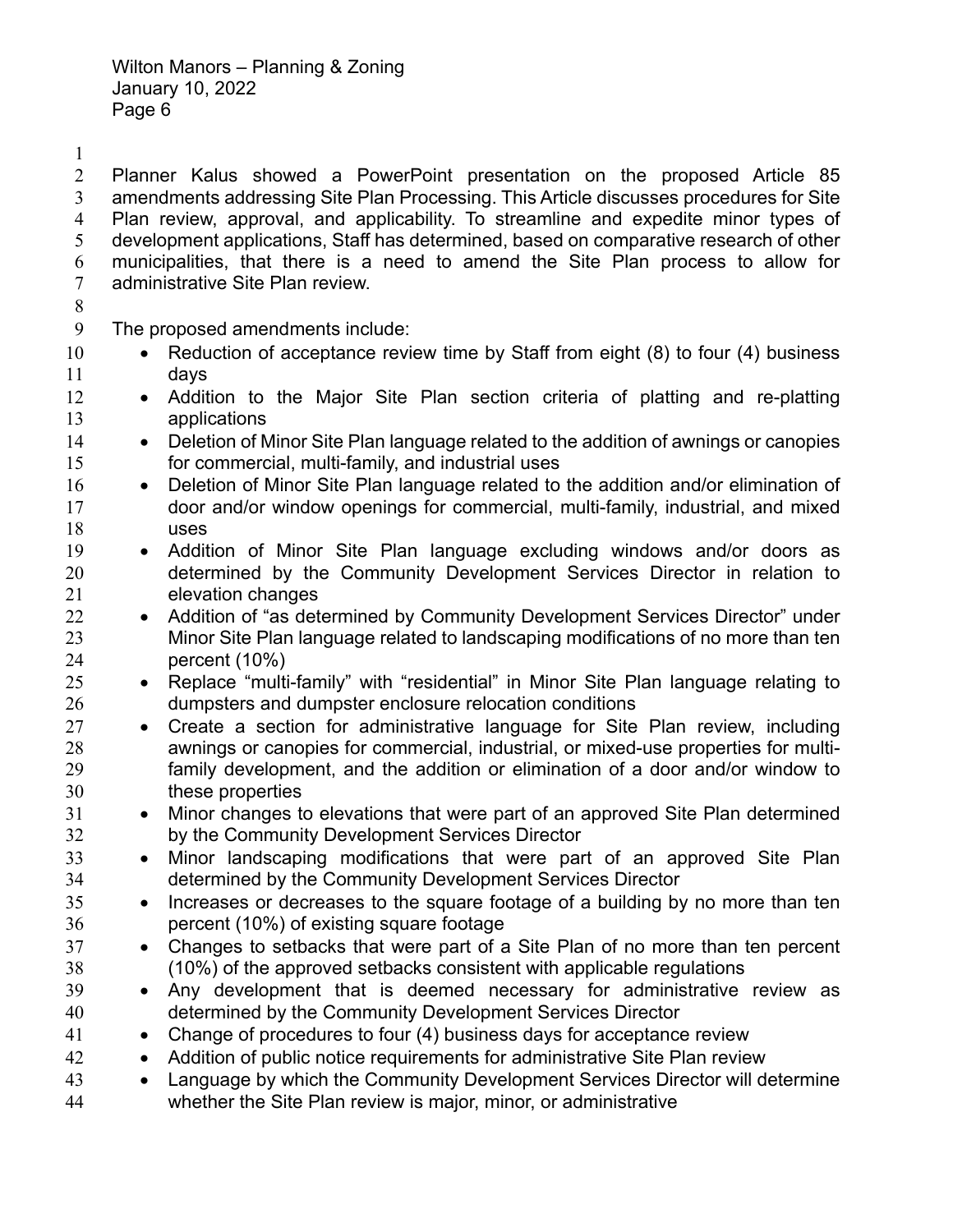Planner Kalus showed a PowerPoint presentation on the proposed Article 85 amendments addressing Site Plan Processing. This Article discusses procedures for Site Plan review, approval, and applicability. To streamline and expedite minor types of development applications, Staff has determined, based on comparative research of other municipalities, that there is a need to amend the Site Plan process to allow for administrative Site Plan review.

The proposed amendments include:

- Reduction of acceptance review time by Staff from eight (8) to four (4) business days
- Addition to the Major Site Plan section criteria of platting and re-platting applications
- Deletion of Minor Site Plan language related to the addition of awnings or canopies for commercial, multi-family, and industrial uses
- Deletion of Minor Site Plan language related to the addition and/or elimination of door and/or window openings for commercial, multi-family, industrial, and mixed uses
- Addition of Minor Site Plan language excluding windows and/or doors as determined by the Community Development Services Director in relation to elevation changes
- Addition of "as determined by Community Development Services Director" under Minor Site Plan language related to landscaping modifications of no more than ten percent (10%)
- Replace "multi-family" with "residential" in Minor Site Plan language relating to dumpsters and dumpster enclosure relocation conditions
- Create a section for administrative language for Site Plan review, including awnings or canopies for commercial, industrial, or mixed-use properties for multi-family development, and the addition or elimination of a door and/or window to these properties
- Minor changes to elevations that were part of an approved Site Plan determined by the Community Development Services Director
- Minor landscaping modifications that were part of an approved Site Plan determined by the Community Development Services Director
- Increases or decreases to the square footage of a building by no more than ten percent (10%) of existing square footage
- Changes to setbacks that were part of a Site Plan of no more than ten percent (10%) of the approved setbacks consistent with applicable regulations
- Any development that is deemed necessary for administrative review as determined by the Community Development Services Director
- Change of procedures to four (4) business days for acceptance review
- Addition of public notice requirements for administrative Site Plan review
- Language by which the Community Development Services Director will determine whether the Site Plan review is major, minor, or administrative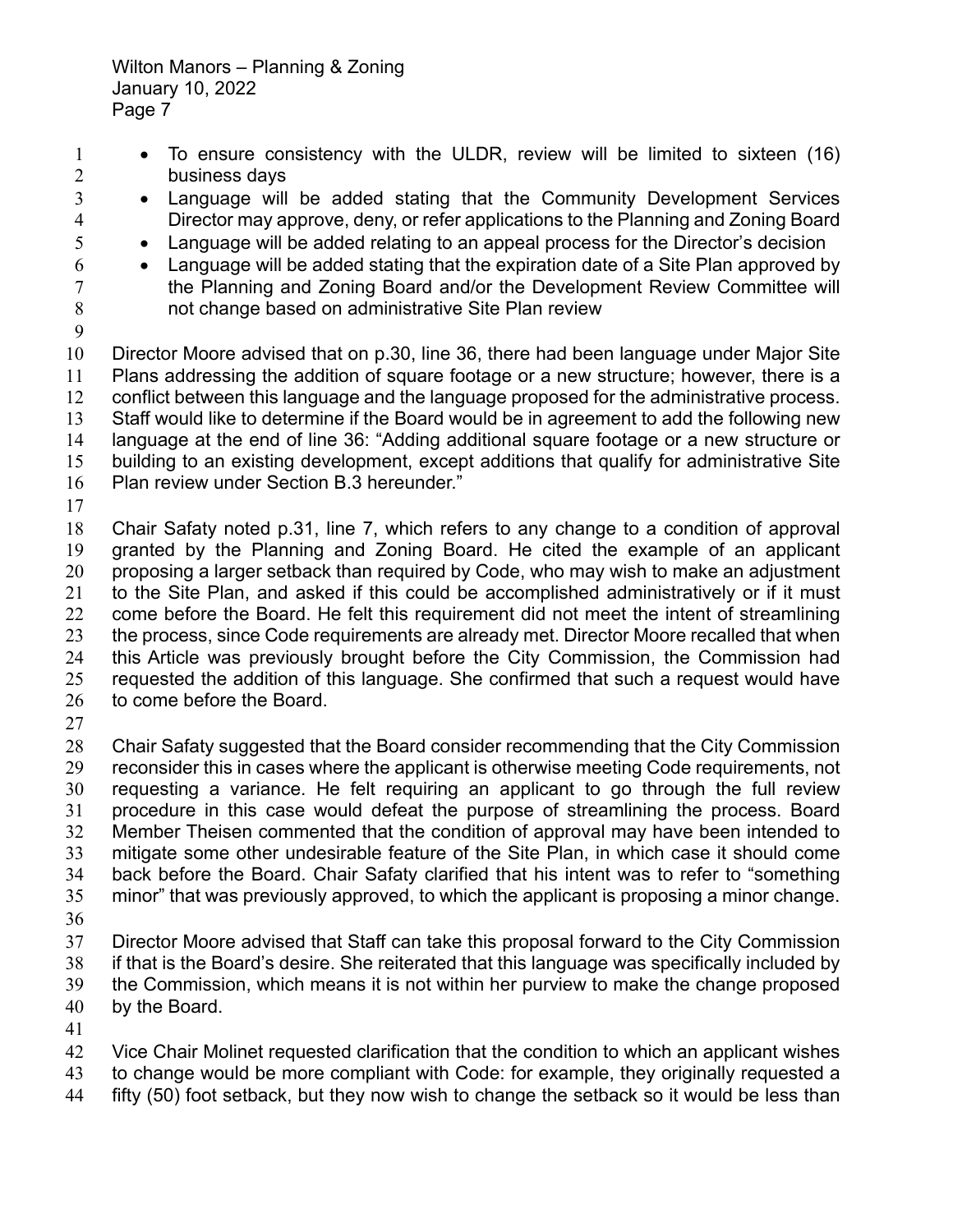- To ensure consistency with the ULDR, review will be limited to sixteen (16) business days
- Language will be added stating that the Community Development Services Director may approve, deny, or refer applications to the Planning and Zoning Board
- Language will be added relating to an appeal process for the Director's decision
- Language will be added stating that the expiration date of a Site Plan approved by the Planning and Zoning Board and/or the Development Review Committee will not change based on administrative Site Plan review

Director Moore advised that on p.30, line 36, there had been language under Major Site Plans addressing the addition of square footage or a new structure; however, there is a conflict between this language and the language proposed for the administrative process. Staff would like to determine if the Board would be in agreement to add the following new language at the end of line 36: "Adding additional square footage or a new structure or building to an existing development, except additions that qualify for administrative Site Plan review under Section B.3 hereunder."

Chair Safaty noted p.31, line 7, which refers to any change to a condition of approval granted by the Planning and Zoning Board. He cited the example of an applicant proposing a larger setback than required by Code, who may wish to make an adjustment to the Site Plan, and asked if this could be accomplished administratively or if it must come before the Board. He felt this requirement did not meet the intent of streamlining the process, since Code requirements are already met. Director Moore recalled that when this Article was previously brought before the City Commission, the Commission had requested the addition of this language. She confirmed that such a request would have to come before the Board.

Chair Safaty suggested that the Board consider recommending that the City Commission reconsider this in cases where the applicant is otherwise meeting Code requirements, not requesting a variance. He felt requiring an applicant to go through the full review procedure in this case would defeat the purpose of streamlining the process. Board Member Theisen commented that the condition of approval may have been intended to mitigate some other undesirable feature of the Site Plan, in which case it should come back before the Board. Chair Safaty clarified that his intent was to refer to "something minor" that was previously approved, to which the applicant is proposing a minor change.

Director Moore advised that Staff can take this proposal forward to the City Commission if that is the Board's desire. She reiterated that this language was specifically included by the Commission, which means it is not within her purview to make the change proposed by the Board.

Vice Chair Molinet requested clarification that the condition to which an applicant wishes to change would be more compliant with Code: for example, they originally requested a fifty (50) foot setback, but they now wish to change the setback so it would be less than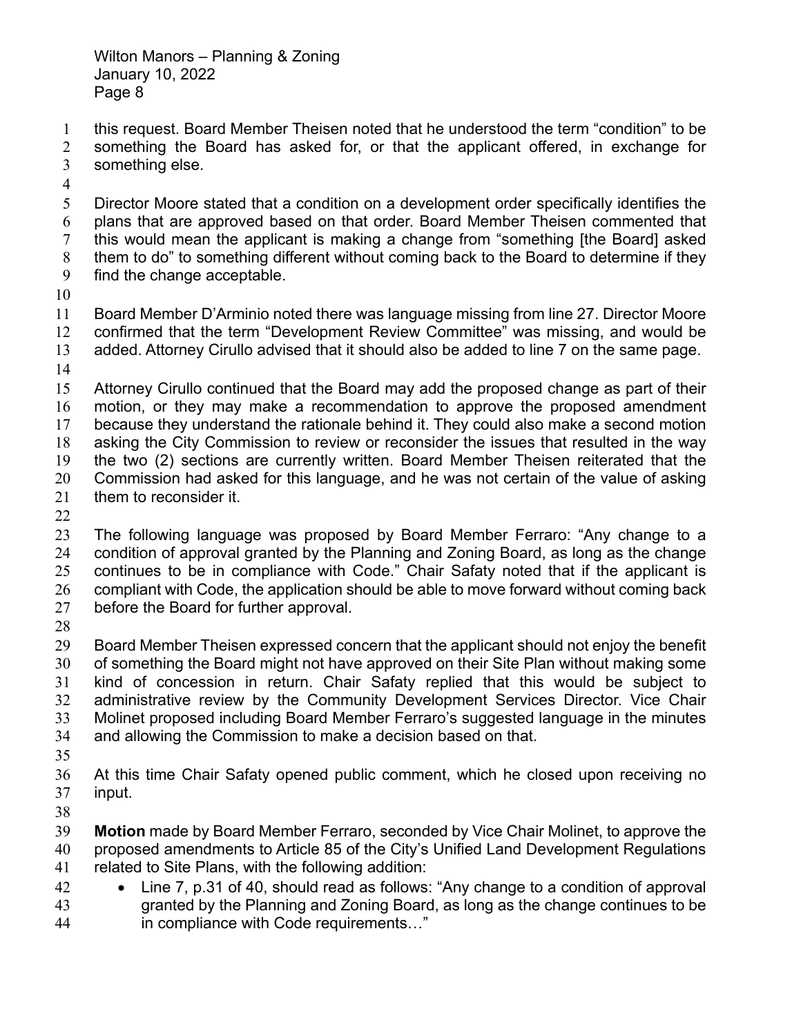this request. Board Member Theisen noted that he understood the term "condition" to be something the Board has asked for, or that the applicant offered, in exchange for something else.

Director Moore stated that a condition on a development order specifically identifies the plans that are approved based on that order. Board Member Theisen commented that this would mean the applicant is making a change from "something [the Board] asked them to do" to something different without coming back to the Board to determine if they find the change acceptable.

Board Member D'Arminio noted there was language missing from line 27. Director Moore confirmed that the term "Development Review Committee" was missing, and would be added. Attorney Cirullo advised that it should also be added to line 7 on the same page.

Attorney Cirullo continued that the Board may add the proposed change as part of their motion, or they may make a recommendation to approve the proposed amendment because they understand the rationale behind it. They could also make a second motion asking the City Commission to review or reconsider the issues that resulted in the way the two (2) sections are currently written. Board Member Theisen reiterated that the Commission had asked for this language, and he was not certain of the value of asking them to reconsider it.

The following language was proposed by Board Member Ferraro: "Any change to a condition of approval granted by the Planning and Zoning Board, as long as the change continues to be in compliance with Code." Chair Safaty noted that if the applicant is compliant with Code, the application should be able to move forward without coming back before the Board for further approval.

Board Member Theisen expressed concern that the applicant should not enjoy the benefit of something the Board might not have approved on their Site Plan without making some kind of concession in return. Chair Safaty replied that this would be subject to administrative review by the Community Development Services Director. Vice Chair Molinet proposed including Board Member Ferraro's suggested language in the minutes and allowing the Commission to make a decision based on that.

At this time Chair Safaty opened public comment, which he closed upon receiving no input.

**Motion** made by Board Member Ferraro, seconded by Vice Chair Molinet, to approve the proposed amendments to Article 85 of the City's Unified Land Development Regulations related to Site Plans, with the following addition:

- Line 7, p.31 of 40, should read as follows: "Any change to a condition of approval granted by the Planning and Zoning Board, as long as the change continues to be in compliance with Code requirements…"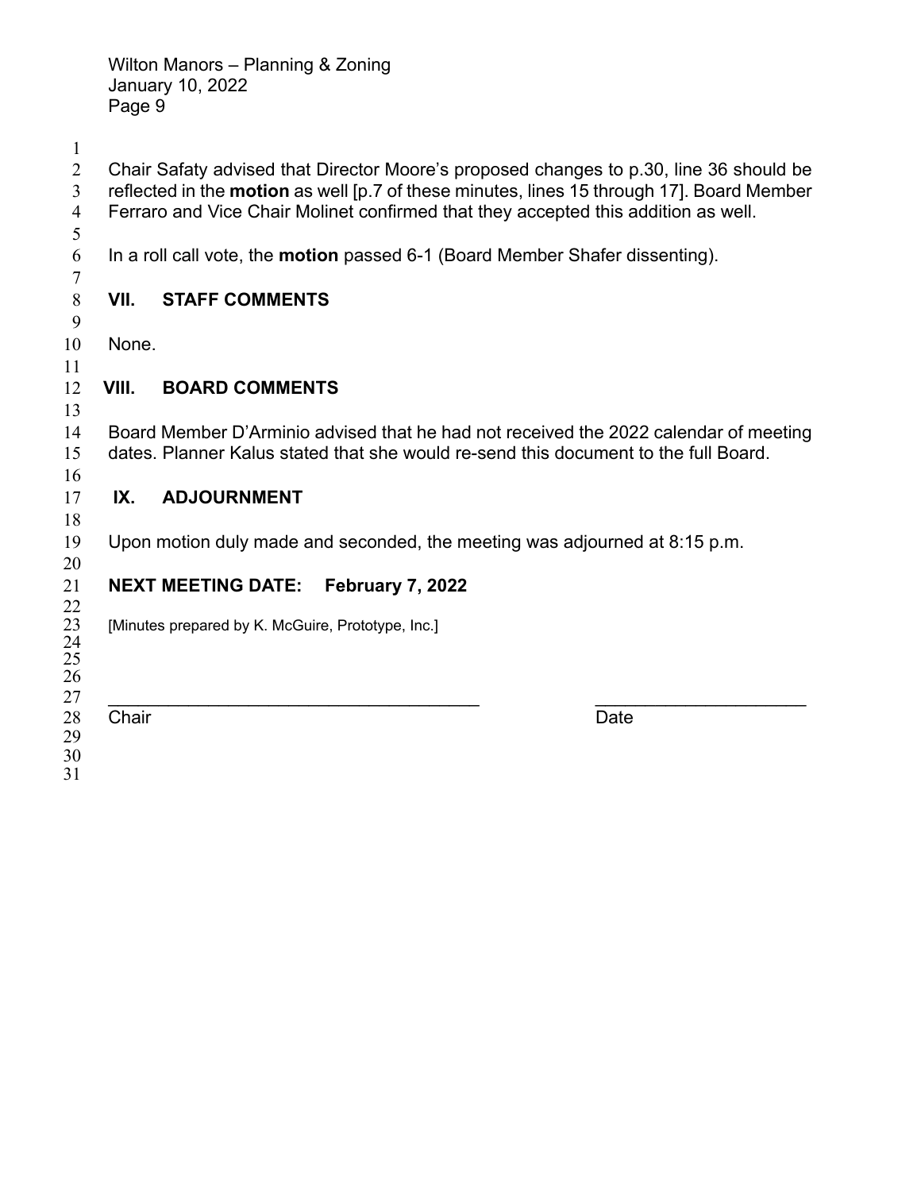Chair Safaty advised that Director Moore's proposed changes to p.30, line 36 should be reflected in the **motion** as well [p.7 of these minutes, lines 15 through 17]. Board Member Ferraro and Vice Chair Molinet confirmed that they accepted this addition as well.

In a roll call vote, the **motion** passed 6-1 (Board Member Shafer dissenting).

## VII. STAFF COMMENTS

None.

## VIII. BOARD COMMENTS

Board Member D'Arminio advised that he had not received the 2022 calendar of meeting dates. Planner Kalus stated that she would re-send this document to the full Board.

## IX. ADJOURNMENT

Upon motion duly made and seconded, the meeting was adjourned at 8:15 p.m.

**NEXT MEETING DATE: February 7, 2022**

[Minutes prepared by K. McGuire, Prototype, Inc.]

_____________________________________ _____________________
Chair Date